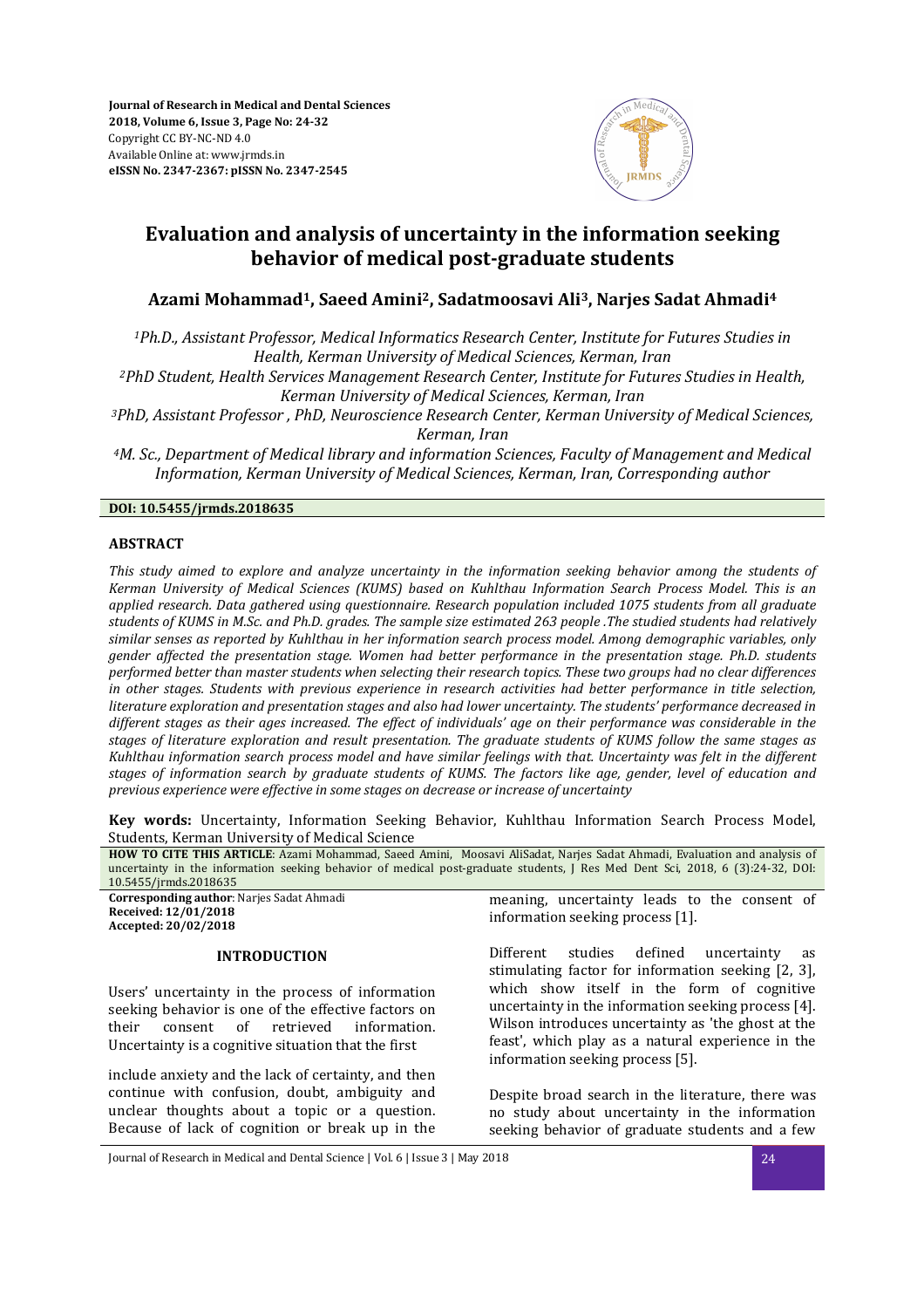**Journal of Research in Medical and Dental Sciences**
**2018, Volume 6, Issue 3, Page No: 24-32**
Copyright CC BY-NC-ND 4.0
Available Online at: www.jrmds.in
**eISSN No. 2347-2367: pISSN No. 2347-2545**

# Evaluation and analysis of uncertainty in the information seeking behavior of medical post-graduate students

## Azami Mohammad[1], Saeed Amini[2], Sadatmoosavi Ali[3], Narjes Sadat Ahmadi[4]

*[1]Ph.D., Assistant Professor, Medical Informatics Research Center, Institute for Futures Studies in Health, Kerman University of Medical Sciences, Kerman, Iran*

*[2]PhD Student, Health Services Management Research Center, Institute for Futures Studies in Health, Kerman University of Medical Sciences, Kerman, Iran*

*[3]PhD, Assistant Professor , PhD, Neuroscience Research Center, Kerman University of Medical Sciences, Kerman, Iran*

*[4]M. Sc., Department of Medical library and information Sciences, Faculty of Management and Medical Information, Kerman University of Medical Sciences, Kerman, Iran, Corresponding author*

**DOI: 10.5455/jrmds.2018635**

### ABSTRACT

*This study aimed to explore and analyze uncertainty in the information seeking behavior among the students of Kerman University of Medical Sciences (KUMS) based on Kuhlthau Information Search Process Model. This is an applied research. Data gathered using questionnaire. Research population included 1075 students from all graduate students of KUMS in M.Sc. and Ph.D. grades. The sample size estimated 263 people .The studied students had relatively similar senses as reported by Kuhlthau in her information search process model. Among demographic variables, only gender affected the presentation stage. Women had better performance in the presentation stage. Ph.D. students performed better than master students when selecting their research topics. These two groups had no clear differences in other stages. Students with previous experience in research activities had better performance in title selection, literature exploration and presentation stages and also had lower uncertainty. The students' performance decreased in different stages as their ages increased. The effect of individuals' age on their performance was considerable in the stages of literature exploration and result presentation. The graduate students of KUMS follow the same stages as Kuhlthau information search process model and have similar feelings with that. Uncertainty was felt in the different stages of information search by graduate students of KUMS. The factors like age, gender, level of education and previous experience were effective in some stages on decrease or increase of uncertainty*

**Key words:** Uncertainty, Information Seeking Behavior, Kuhlthau Information Search Process Model, Students, Kerman University of Medical Science

**HOW TO CITE THIS ARTICLE**: Azami Mohammad, Saeed Amini, Moosavi AliSadat, Narjes Sadat Ahmadi, Evaluation and analysis of uncertainty in the information seeking behavior of medical post-graduate students, J Res Med Dent Sci, 2018, 6 (3):24-32, DOI: 10.5455/jrmds.2018635

**Corresponding author**: Narjes Sadat Ahmadi
**Received: 12/01/2018**
**Accepted: 20/02/2018**

### INTRODUCTION

Users' uncertainty in the process of information seeking behavior is one of the effective factors on their consent of retrieved information. Uncertainty is a cognitive situation that the first include anxiety and the lack of certainty, and then continue with confusion, doubt, ambiguity and unclear thoughts about a topic or a question. Because of lack of cognition or break up in the meaning, uncertainty leads to the consent of information seeking process [1].

Different studies defined uncertainty as stimulating factor for information seeking [2, 3], which show itself in the form of cognitive uncertainty in the information seeking process [4]. Wilson introduces uncertainty as 'the ghost at the feast', which play as a natural experience in the information seeking process [5].

Despite broad search in the literature, there was no study about uncertainty in the information seeking behavior of graduate students and a few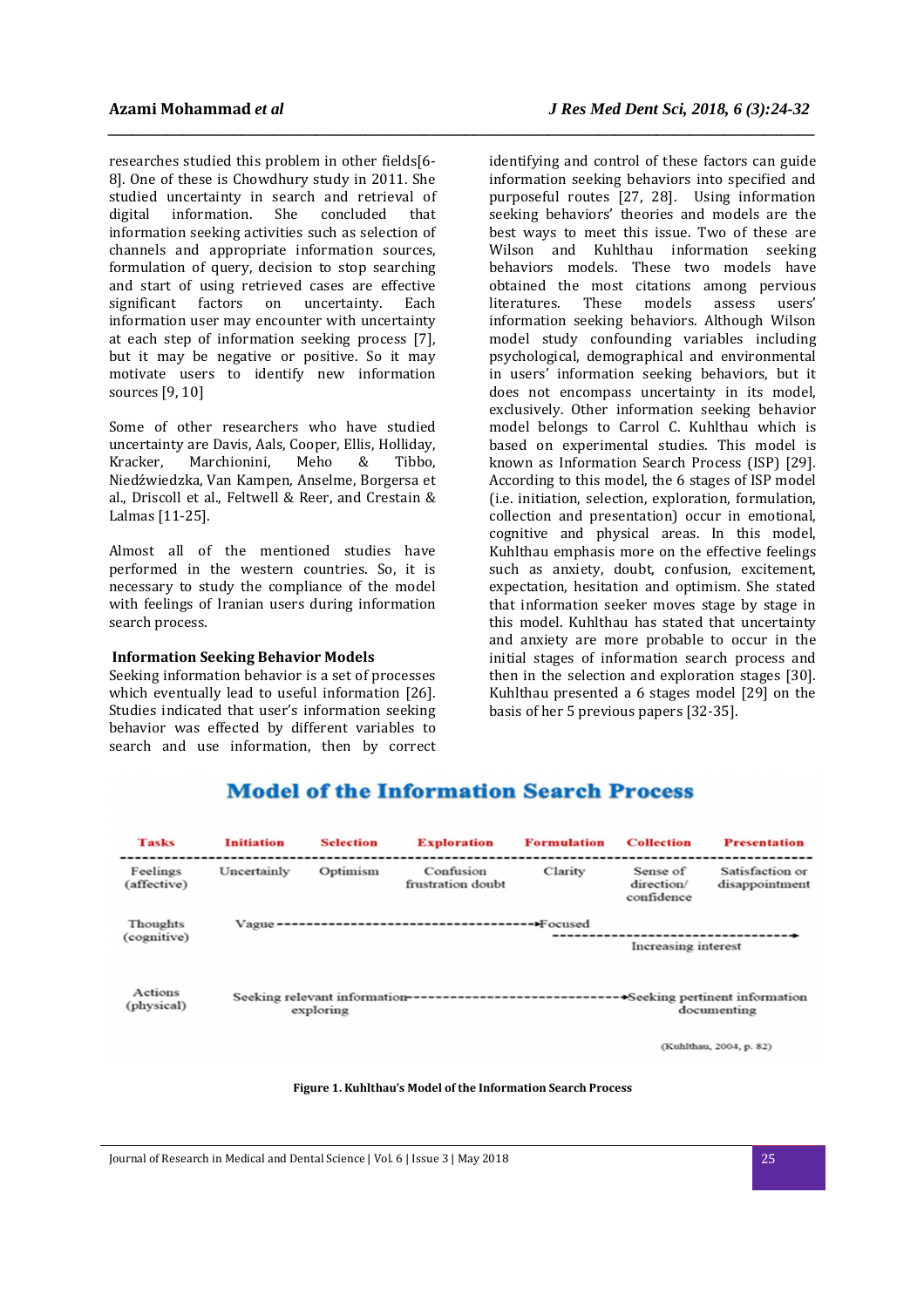researches studied this problem in other fields[6-8]. One of these is Chowdhury study in 2011. She studied uncertainty in search and retrieval of digital information. She concluded that information seeking activities such as selection of channels and appropriate information sources, formulation of query, decision to stop searching and start of using retrieved cases are effective significant factors on uncertainty. Each information user may encounter with uncertainty at each step of information seeking process [7], but it may be negative or positive. So it may motivate users to identify new information sources [9, 10]

Some of other researchers who have studied uncertainty are Davis, Aals, Cooper, Ellis, Holliday, Kracker, Marchionini, Meho & Tibbo, Niedźwiedzka, Van Kampen, Anselme, Borgersa et al., Driscoll et al., Feltwell & Reer, and Crestain & Lalmas [11-25].

Almost all of the mentioned studies have performed in the western countries. So, it is necessary to study the compliance of the model with feelings of Iranian users during information search process.

### Information Seeking Behavior Models

Seeking information behavior is a set of processes which eventually lead to useful information [26]. Studies indicated that user's information seeking behavior was effected by different variables to search and use information, then by correct identifying and control of these factors can guide information seeking behaviors into specified and purposeful routes [27, 28]. Using information seeking behaviors' theories and models are the best ways to meet this issue. Two of these are Wilson and Kuhlthau information seeking behaviors models. These two models have obtained the most citations among pervious literatures. These models assess users' information seeking behaviors. Although Wilson model study confounding variables including psychological, demographical and environmental in users' information seeking behaviors, but it does not encompass uncertainty in its model, exclusively. Other information seeking behavior model belongs to Carrol C. Kuhlthau which is based on experimental studies. This model is known as Information Search Process (ISP) [29]. According to this model, the 6 stages of ISP model (i.e. initiation, selection, exploration, formulation, collection and presentation) occur in emotional, cognitive and physical areas. In this model, Kuhlthau emphasis more on the effective feelings such as anxiety, doubt, confusion, excitement, expectation, hesitation and optimism. She stated that information seeker moves stage by stage in this model. Kuhlthau has stated that uncertainty and anxiety are more probable to occur in the initial stages of information search process and then in the selection and exploration stages [30]. Kuhlthau presented a 6 stages model [29] on the basis of her 5 previous papers [32-35].

**Model of the Information Search Process**

| Tasks | Initiation | Selection | Exploration | Formulation | Collection | Presentation |
|---|---|---|---|---|---|---|
| Feelings (affective) | Uncertainly | Optimism | Confusion frustration doubt | Clarity | Sense of direction/ confidence | Satisfaction or disappointment |
| Thoughts (cognitive) | Vague ----------> | | | Focused; Increasing interest ----------> | | |
| Actions (physical) | Seeking relevant information exploring ----------> | | | | Seeking pertinent information documenting | |

(Kuhlthau, 2004, p. 82)

**Figure 1. Kuhlthau's Model of the Information Search Process**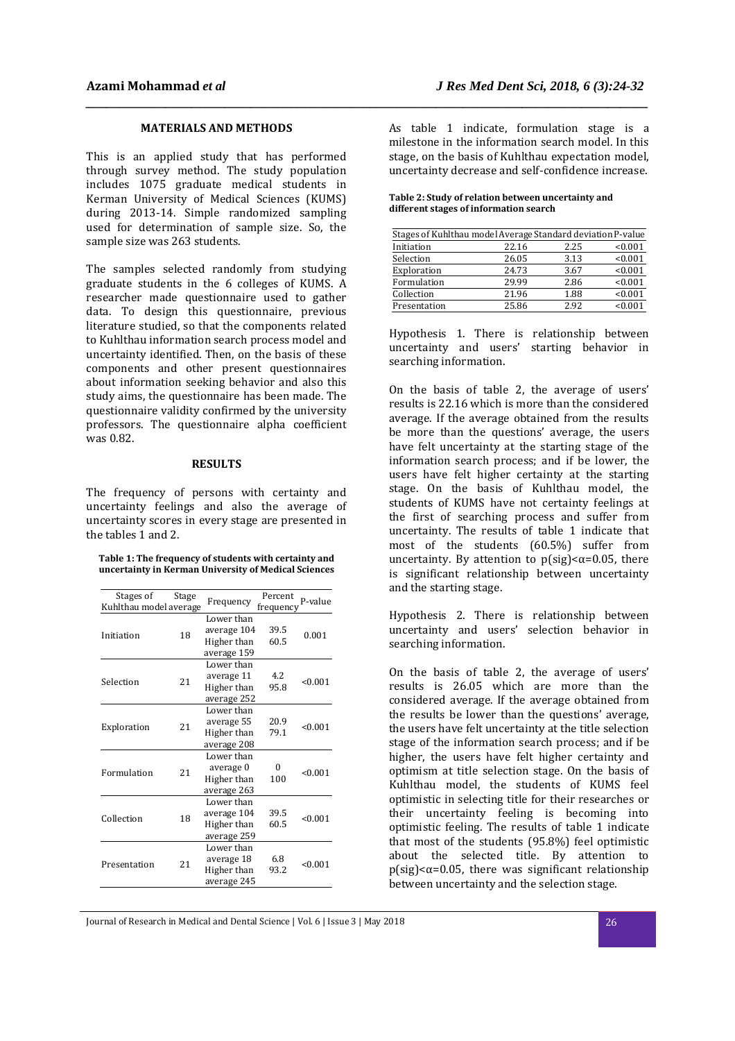## MATERIALS AND METHODS

This is an applied study that has performed through survey method. The study population includes 1075 graduate medical students in Kerman University of Medical Sciences (KUMS) during 2013-14. Simple randomized sampling used for determination of sample size. So, the sample size was 263 students.

The samples selected randomly from studying graduate students in the 6 colleges of KUMS. A researcher made questionnaire used to gather data. To design this questionnaire, previous literature studied, so that the components related to Kuhlthau information search process model and uncertainty identified. Then, on the basis of these components and other present questionnaires about information seeking behavior and also this study aims, the questionnaire has been made. The questionnaire validity confirmed by the university professors. The questionnaire alpha coefficient was 0.82.

## RESULTS

The frequency of persons with certainty and uncertainty feelings and also the average of uncertainty scores in every stage are presented in the tables 1 and 2.

**Table 1: The frequency of students with certainty and uncertainty in Kerman University of Medical Sciences**

| Stages of Kuhlthau model | Stage average | Frequency | Percent frequency | P-value |
|---|---|---|---|---|
| Initiation | 18 | Lower than average 104<br>Higher than average 159 | 39.5<br>60.5 | 0.001 |
| Selection | 21 | Lower than average 11<br>Higher than average 252 | 4.2<br>95.8 | <0.001 |
| Exploration | 21 | Lower than average 55<br>Higher than average 208 | 20.9<br>79.1 | <0.001 |
| Formulation | 21 | Lower than average 0<br>Higher than average 263 | 0<br>100 | <0.001 |
| Collection | 18 | Lower than average 104<br>Higher than average 259 | 39.5<br>60.5 | <0.001 |
| Presentation | 21 | Lower than average 18<br>Higher than average 245 | 6.8<br>93.2 | <0.001 |

As table 1 indicate, formulation stage is a milestone in the information search model. In this stage, on the basis of Kuhlthau expectation model, uncertainty decrease and self-confidence increase.

**Table 2: Study of relation between uncertainty and different stages of information search**

| Stages of Kuhlthau model | Average | Standard deviation | P-value |
|---|---|---|---|
| Initiation | 22.16 | 2.25 | <0.001 |
| Selection | 26.05 | 3.13 | <0.001 |
| Exploration | 24.73 | 3.67 | <0.001 |
| Formulation | 29.99 | 2.86 | <0.001 |
| Collection | 21.96 | 1.88 | <0.001 |
| Presentation | 25.86 | 2.92 | <0.001 |

Hypothesis 1. There is relationship between uncertainty and users' starting behavior in searching information.

On the basis of table 2, the average of users' results is 22.16 which is more than the considered average. If the average obtained from the results be more than the questions' average, the users have felt uncertainty at the starting stage of the information search process; and if be lower, the users have felt higher certainty at the starting stage. On the basis of Kuhlthau model, the students of KUMS have not certainty feelings at the first of searching process and suffer from uncertainty. The results of table 1 indicate that most of the students (60.5%) suffer from uncertainty. By attention to $p(sig)<\alpha=0.05$, there is significant relationship between uncertainty and the starting stage.

Hypothesis 2. There is relationship between uncertainty and users' selection behavior in searching information.

On the basis of table 2, the average of users' results is 26.05 which are more than the considered average. If the average obtained from the results be lower than the questions' average, the users have felt uncertainty at the title selection stage of the information search process; and if be higher, the users have felt higher certainty and optimism at title selection stage. On the basis of Kuhlthau model, the students of KUMS feel optimistic in selecting title for their researches or their uncertainty feeling is becoming into optimistic feeling. The results of table 1 indicate that most of the students (95.8%) feel optimistic about the selected title. By attention to $p(sig)<\alpha=0.05$, there was significant relationship between uncertainty and the selection stage.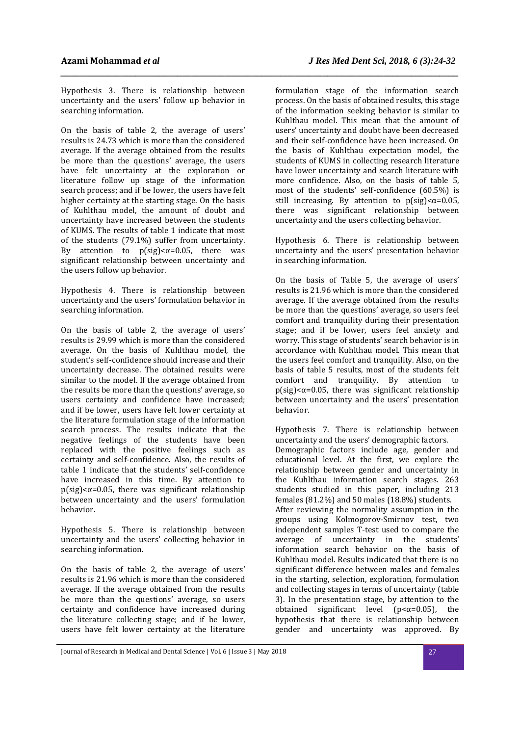Hypothesis 3. There is relationship between uncertainty and the users' follow up behavior in searching information.

On the basis of table 2, the average of users' results is 24.73 which is more than the considered average. If the average obtained from the results be more than the questions' average, the users have felt uncertainty at the exploration or literature follow up stage of the information search process; and if be lower, the users have felt higher certainty at the starting stage. On the basis of Kuhlthau model, the amount of doubt and uncertainty have increased between the students of KUMS. The results of table 1 indicate that most of the students (79.1%) suffer from uncertainty. By attention to $p(sig)<\alpha=0.05$, there was significant relationship between uncertainty and the users follow up behavior.

Hypothesis 4. There is relationship between uncertainty and the users' formulation behavior in searching information.

On the basis of table 2, the average of users' results is 29.99 which is more than the considered average. On the basis of Kuhlthau model, the student's self-confidence should increase and their uncertainty decrease. The obtained results were similar to the model. If the average obtained from the results be more than the questions' average, so users certainty and confidence have increased; and if be lower, users have felt lower certainty at the literature formulation stage of the information search process. The results indicate that the negative feelings of the students have been replaced with the positive feelings such as certainty and self-confidence. Also, the results of table 1 indicate that the students' self-confidence have increased in this time. By attention to $p(sig)<\alpha=0.05$, there was significant relationship between uncertainty and the users' formulation behavior.

Hypothesis 5. There is relationship between uncertainty and the users' collecting behavior in searching information.

On the basis of table 2, the average of users' results is 21.96 which is more than the considered average. If the average obtained from the results be more than the questions' average, so users certainty and confidence have increased during the literature collecting stage; and if be lower, users have felt lower certainty at the literature formulation stage of the information search process. On the basis of obtained results, this stage of the information seeking behavior is similar to Kuhlthau model. This mean that the amount of users' uncertainty and doubt have been decreased and their self-confidence have been increased. On the basis of Kuhlthau expectation model, the students of KUMS in collecting research literature have lower uncertainty and search literature with more confidence. Also, on the basis of table 5, most of the students' self-confidence (60.5%) is still increasing. By attention to $p(sig)<\alpha=0.05$, there was significant relationship between uncertainty and the users collecting behavior.

Hypothesis 6. There is relationship between uncertainty and the users' presentation behavior in searching information.

On the basis of Table 5, the average of users' results is 21.96 which is more than the considered average. If the average obtained from the results be more than the questions' average, so users feel comfort and tranquility during their presentation stage; and if be lower, users feel anxiety and worry. This stage of students' search behavior is in accordance with Kuhlthau model. This mean that the users feel comfort and tranquility. Also, on the basis of table 5 results, most of the students felt comfort and tranquility. By attention to $p(sig)<\alpha=0.05$, there was significant relationship between uncertainty and the users' presentation behavior.

Hypothesis 7. There is relationship between uncertainty and the users' demographic factors.

Demographic factors include age, gender and educational level. At the first, we explore the relationship between gender and uncertainty in the Kuhlthau information search stages. 263 students studied in this paper, including 213 females (81.2%) and 50 males (18.8%) students.

After reviewing the normality assumption in the groups using Kolmogorov-Smirnov test, two independent samples T-test used to compare the average of uncertainty in the students' information search behavior on the basis of Kuhlthau model. Results indicated that there is no significant difference between males and females in the starting, selection, exploration, formulation and collecting stages in terms of uncertainty (table 3). In the presentation stage, by attention to the obtained significant level ($p<\alpha=0.05$), the hypothesis that there is relationship between gender and uncertainty was approved. By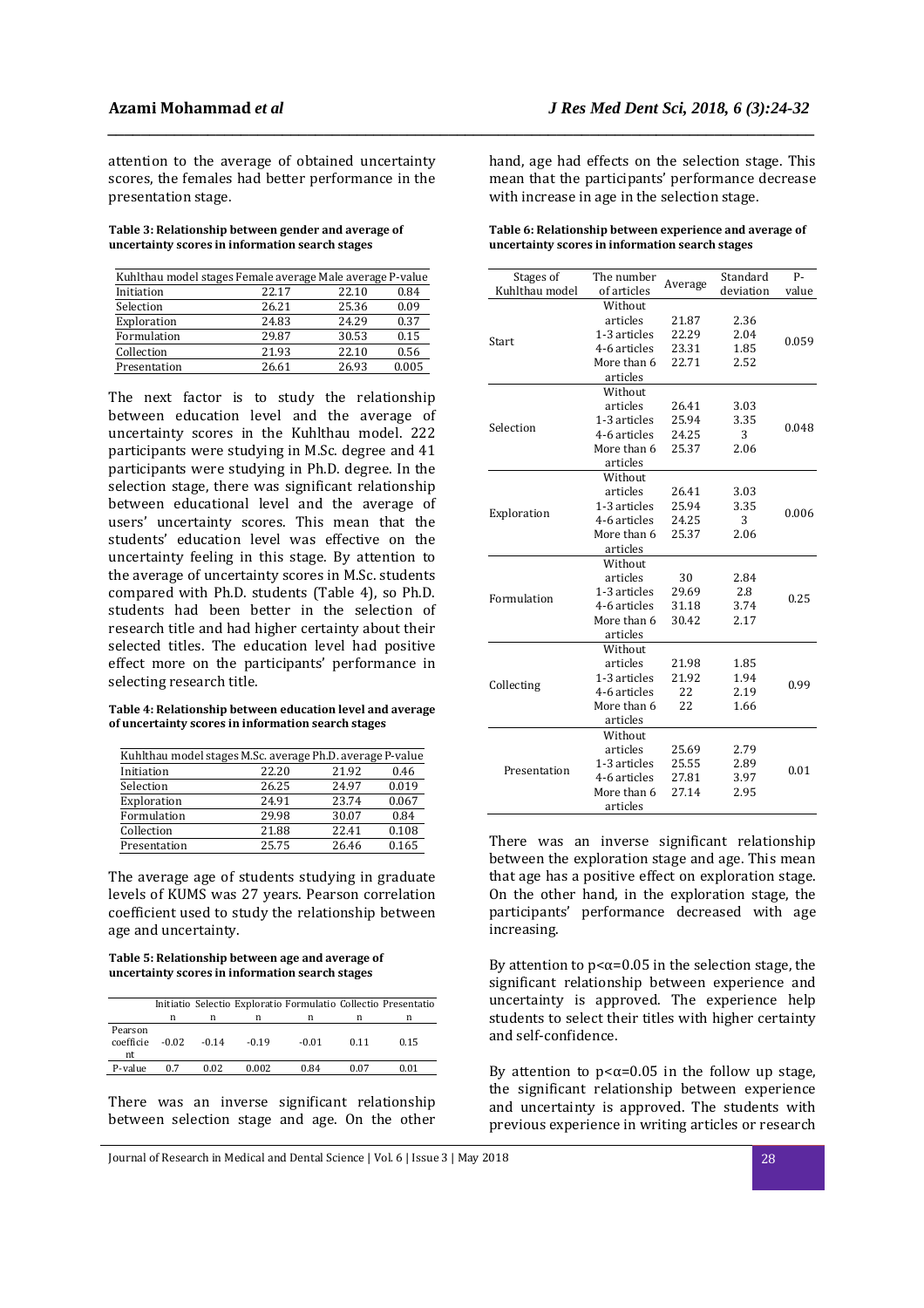attention to the average of obtained uncertainty scores, the females had better performance in the presentation stage.

**Table 3: Relationship between gender and average of uncertainty scores in information search stages**

| Kuhlthau model stages | Female average | Male average | P-value |
|---|---|---|---|
| Initiation | 22.17 | 22.10 | 0.84 |
| Selection | 26.21 | 25.36 | 0.09 |
| Exploration | 24.83 | 24.29 | 0.37 |
| Formulation | 29.87 | 30.53 | 0.15 |
| Collection | 21.93 | 22.10 | 0.56 |
| Presentation | 26.61 | 26.93 | 0.005 |

The next factor is to study the relationship between education level and the average of uncertainty scores in the Kuhlthau model. 222 participants were studying in M.Sc. degree and 41 participants were studying in Ph.D. degree. In the selection stage, there was significant relationship between educational level and the average of users' uncertainty scores. This mean that the students' education level was effective on the uncertainty feeling in this stage. By attention to the average of uncertainty scores in M.Sc. students compared with Ph.D. students (Table 4), so Ph.D. students had been better in the selection of research title and had higher certainty about their selected titles. The education level had positive effect more on the participants' performance in selecting research title.

**Table 4: Relationship between education level and average of uncertainty scores in information search stages**

| Kuhlthau model stages | M.Sc. average | Ph.D. average | P-value |
|---|---|---|---|
| Initiation | 22.20 | 21.92 | 0.46 |
| Selection | 26.25 | 24.97 | 0.019 |
| Exploration | 24.91 | 23.74 | 0.067 |
| Formulation | 29.98 | 30.07 | 0.84 |
| Collection | 21.88 | 22.41 | 0.108 |
| Presentation | 25.75 | 26.46 | 0.165 |

The average age of students studying in graduate levels of KUMS was 27 years. Pearson correlation coefficient used to study the relationship between age and uncertainty.

**Table 5: Relationship between age and average of uncertainty scores in information search stages**

| | Initiation | Selection | Exploration | Formulation | Collection | Presentation |
|---|---|---|---|---|---|---|
| Pearson coefficient | -0.02 | -0.14 | -0.19 | -0.01 | 0.11 | 0.15 |
| P-value | 0.7 | 0.02 | 0.002 | 0.84 | 0.07 | 0.01 |

There was an inverse significant relationship between selection stage and age. On the other hand, age had effects on the selection stage. This mean that the participants' performance decrease with increase in age in the selection stage.

**Table 6: Relationship between experience and average of uncertainty scores in information search stages**

| Stages of Kuhlthau model | The number of articles | Average | Standard deviation | P-value |
|---|---|---|---|---|
| Start | Without articles | 21.87 | 2.36 | 0.059 |
| | 1-3 articles | 22.29 | 2.04 | |
| | 4-6 articles | 23.31 | 1.85 | |
| | More than 6 articles | 22.71 | 2.52 | |
| Selection | Without articles | 26.41 | 3.03 | 0.048 |
| | 1-3 articles | 25.94 | 3.35 | |
| | 4-6 articles | 24.25 | 3 | |
| | More than 6 articles | 25.37 | 2.06 | |
| Exploration | Without articles | 26.41 | 3.03 | 0.006 |
| | 1-3 articles | 25.94 | 3.35 | |
| | 4-6 articles | 24.25 | 3 | |
| | More than 6 articles | 25.37 | 2.06 | |
| Formulation | Without articles | 30 | 2.84 | 0.25 |
| | 1-3 articles | 29.69 | 2.8 | |
| | 4-6 articles | 31.18 | 3.74 | |
| | More than 6 articles | 30.42 | 2.17 | |
| Collecting | Without articles | 21.98 | 1.85 | 0.99 |
| | 1-3 articles | 21.92 | 1.94 | |
| | 4-6 articles | 22 | 2.19 | |
| | More than 6 articles | 22 | 1.66 | |
| Presentation | Without articles | 25.69 | 2.79 | 0.01 |
| | 1-3 articles | 25.55 | 2.89 | |
| | 4-6 articles | 27.81 | 3.97 | |
| | More than 6 articles | 27.14 | 2.95 | |

There was an inverse significant relationship between the exploration stage and age. This mean that age has a positive effect on exploration stage. On the other hand, in the exploration stage, the participants' performance decreased with age increasing.

By attention to p<α=0.05 in the selection stage, the significant relationship between experience and uncertainty is approved. The experience help students to select their titles with higher certainty and self-confidence.

By attention to p<α=0.05 in the follow up stage, the significant relationship between experience and uncertainty is approved. The students with previous experience in writing articles or research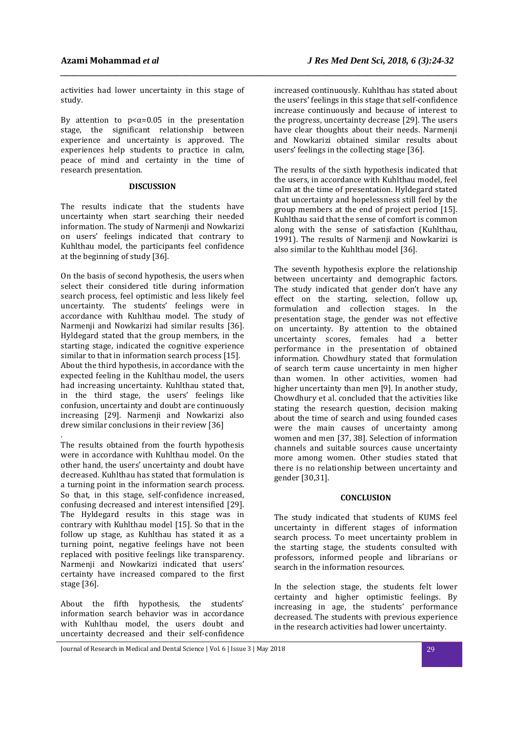activities had lower uncertainty in this stage of study.

By attention to $p<\alpha=0.05$ in the presentation stage, the significant relationship between experience and uncertainty is approved. The experiences help students to practice in calm, peace of mind and certainty in the time of research presentation.

## DISCUSSION

The results indicate that the students have uncertainty when start searching their needed information. The study of Narmenji and Nowkarizi on users' feelings indicated that contrary to Kuhlthau model, the participants feel confidence at the beginning of study [36].

On the basis of second hypothesis, the users when select their considered title during information search process, feel optimistic and less likely feel uncertainty. The students' feelings were in accordance with Kuhlthau model. The study of Narmenji and Nowkarizi had similar results [36]. Hyldegard stated that the group members, in the starting stage, indicated the cognitive experience similar to that in information search process [15]. About the third hypothesis, in accordance with the expected feeling in the Kuhlthau model, the users had increasing uncertainty. Kuhlthau stated that, in the third stage, the users' feelings like confusion, uncertainty and doubt are continuously increasing [29]. Narmenji and Nowkarizi also drew similar conclusions in their review [36]

.

The results obtained from the fourth hypothesis were in accordance with Kuhlthau model. On the other hand, the users' uncertainty and doubt have decreased. Kuhlthau has stated that formulation is a turning point in the information search process. So that, in this stage, self-confidence increased, confusing decreased and interest intensified [29]. The Hyldegard results in this stage was in contrary with Kuhlthau model [15]. So that in the follow up stage, as Kuhlthau has stated it as a turning point, negative feelings have not been replaced with positive feelings like transparency. Narmenji and Nowkarizi indicated that users' certainty have increased compared to the first stage [36].

About the fifth hypothesis, the students' information search behavior was in accordance with Kuhlthau model, the users doubt and uncertainty decreased and their self-confidence increased continuously. Kuhlthau has stated about the users' feelings in this stage that self-confidence increase continuously and because of interest to the progress, uncertainty decrease [29]. The users have clear thoughts about their needs. Narmenji and Nowkarizi obtained similar results about users' feelings in the collecting stage [36].

The results of the sixth hypothesis indicated that the users, in accordance with Kuhlthau model, feel calm at the time of presentation. Hyldegard stated that uncertainty and hopelessness still feel by the group members at the end of project period [15]. Kuhlthau said that the sense of comfort is common along with the sense of satisfaction (Kuhlthau, 1991). The results of Narmenji and Nowkarizi is also similar to the Kuhlthau model [36].

The seventh hypothesis explore the relationship between uncertainty and demographic factors. The study indicated that gender don't have any effect on the starting, selection, follow up, formulation and collection stages. In the presentation stage, the gender was not effective on uncertainty. By attention to the obtained uncertainty scores, females had a better performance in the presentation of obtained information. Chowdhury stated that formulation of search term cause uncertainty in men higher than women. In other activities, women had higher uncertainty than men [9]. In another study, Chowdhury et al. concluded that the activities like stating the research question, decision making about the time of search and using founded cases were the main causes of uncertainty among women and men [37, 38]. Selection of information channels and suitable sources cause uncertainty more among women. Other studies stated that there is no relationship between uncertainty and gender [30,31].

## CONCLUSION

The study indicated that students of KUMS feel uncertainty in different stages of information search process. To meet uncertainty problem in the starting stage, the students consulted with professors, informed people and librarians or search in the information resources.

In the selection stage, the students felt lower certainty and higher optimistic feelings. By increasing in age, the students' performance decreased. The students with previous experience in the research activities had lower uncertainty.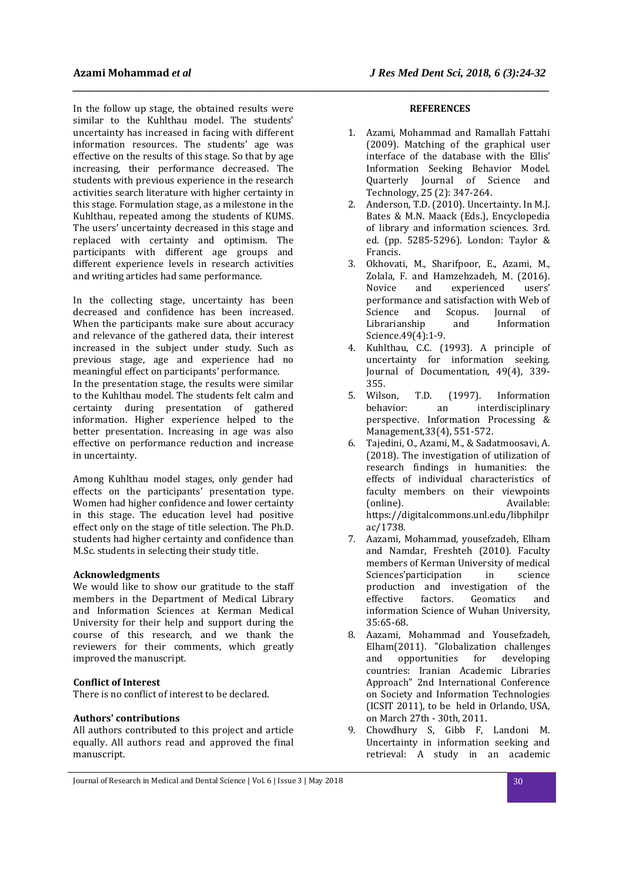In the follow up stage, the obtained results were similar to the Kuhlthau model. The students' uncertainty has increased in facing with different information resources. The students' age was effective on the results of this stage. So that by age increasing, their performance decreased. The students with previous experience in the research activities search literature with higher certainty in this stage. Formulation stage, as a milestone in the Kuhlthau, repeated among the students of KUMS. The users' uncertainty decreased in this stage and replaced with certainty and optimism. The participants with different age groups and different experience levels in research activities and writing articles had same performance.

In the collecting stage, uncertainty has been decreased and confidence has been increased. When the participants make sure about accuracy and relevance of the gathered data, their interest increased in the subject under study. Such as previous stage, age and experience had no meaningful effect on participants' performance.

In the presentation stage, the results were similar to the Kuhlthau model. The students felt calm and certainty during presentation of gathered information. Higher experience helped to the better presentation. Increasing in age was also effective on performance reduction and increase in uncertainty.

Among Kuhlthau model stages, only gender had effects on the participants' presentation type. Women had higher confidence and lower certainty in this stage. The education level had positive effect only on the stage of title selection. The Ph.D. students had higher certainty and confidence than M.Sc. students in selecting their study title.

#### Acknowledgments

We would like to show our gratitude to the staff members in the Department of Medical Library and Information Sciences at Kerman Medical University for their help and support during the course of this research, and we thank the reviewers for their comments, which greatly improved the manuscript.

#### Conflict of Interest

There is no conflict of interest to be declared.

#### Authors' contributions

All authors contributed to this project and article equally. All authors read and approved the final manuscript.

## REFERENCES

1. Azami, Mohammad and Ramallah Fattahi (2009). Matching of the graphical user interface of the database with the Ellis' Information Seeking Behavior Model. Quarterly Journal of Science and Technology, 25 (2): 347-264.
2. Anderson, T.D. (2010). Uncertainty. In M.J. Bates & M.N. Maack (Eds.), Encyclopedia of library and information sciences. 3rd. ed. (pp. 5285-5296). London: Taylor & Francis.
3. Okhovati, M., Sharifpoor, E., Azami, M., Zolala, F. and Hamzehzadeh, M. (2016). Novice and experienced users' performance and satisfaction with Web of Science and Scopus. Journal of Librarianship and Information Science.49(4):1-9.
4. Kuhlthau, C.C. (1993). A principle of uncertainty for information seeking. Journal of Documentation, 49(4), 339-355.
5. Wilson, T.D. (1997). Information behavior: an interdisciplinary perspective. Information Processing & Management,33(4), 551-572.
6. Tajedini, O., Azami, M., & Sadatmoosavi, A. (2018). The investigation of utilization of research findings in humanities: the effects of individual characteristics of faculty members on their viewpoints (online). Available: https://digitalcommons.unl.edu/libphilprac/1738.
7. Aazami, Mohammad, yousefzadeh, Elham and Namdar, Freshteh (2010). Faculty members of Kerman University of medical Sciences'participation in science production and investigation of the effective factors. Geomatics and information Science of Wuhan University, 35:65-68.
8. Aazami, Mohammad and Yousefzadeh, Elham(2011). "Globalization challenges and opportunities for developing countries: Iranian Academic Libraries Approach" 2nd International Conference on Society and Information Technologies (ICSIT 2011), to be held in Orlando, USA, on March 27th - 30th, 2011.
9. Chowdhury S, Gibb F, Landoni M. Uncertainty in information seeking and retrieval: A study in an academic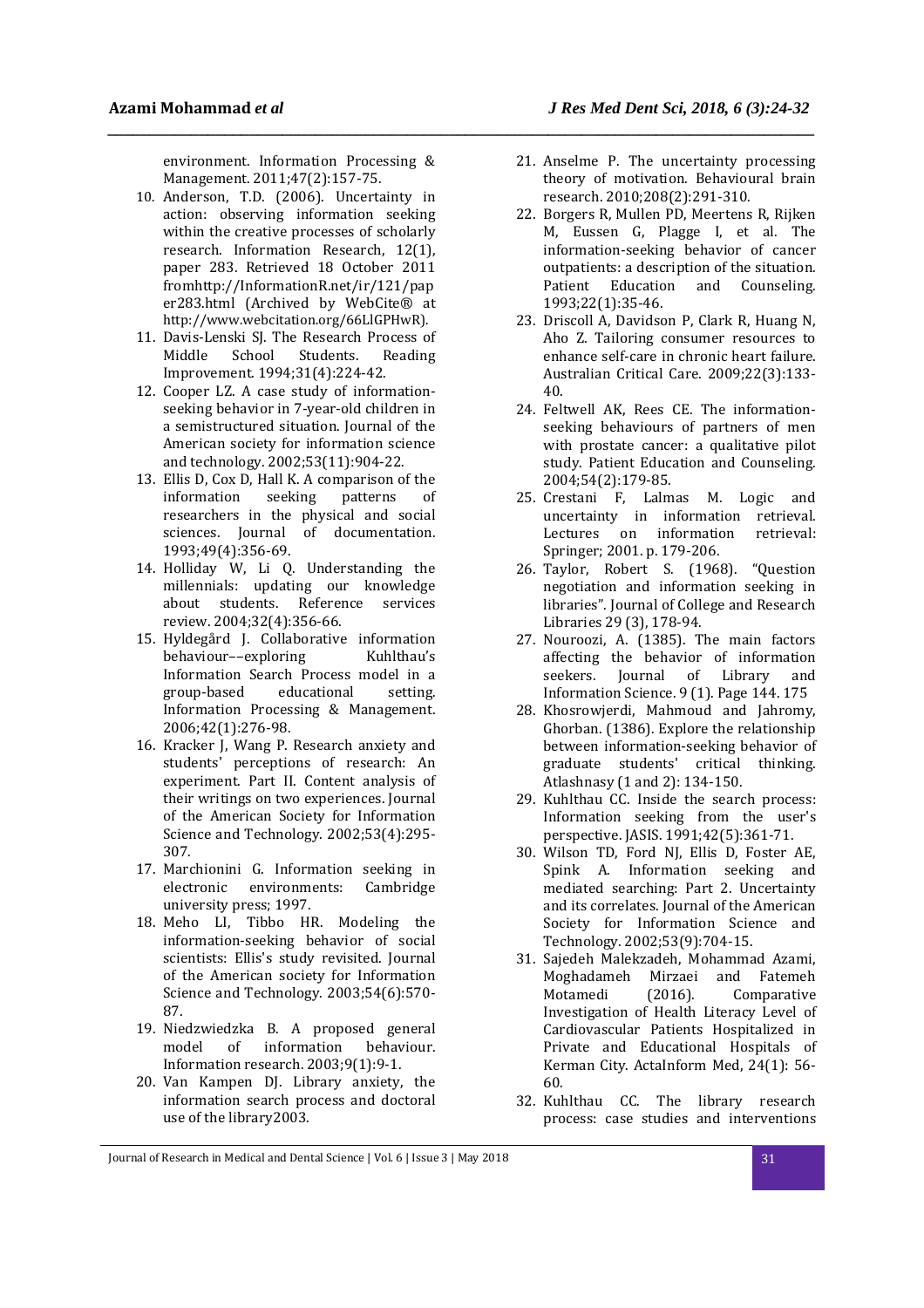environment. Information Processing & Management. 2011;47(2):157-75.

10. Anderson, T.D. (2006). Uncertainty in action: observing information seeking within the creative processes of scholarly research. Information Research, 12(1), paper 283. Retrieved 18 October 2011 fromhttp://InformationR.net/ir/121/paper283.html (Archived by WebCite® at http://www.webcitation.org/66LlGPHwR).
11. Davis-Lenski SJ. The Research Process of Middle School Students. Reading Improvement. 1994;31(4):224-42.
12. Cooper LZ. A case study of information-seeking behavior in 7-year-old children in a semistructured situation. Journal of the American society for information science and technology. 2002;53(11):904-22.
13. Ellis D, Cox D, Hall K. A comparison of the information seeking patterns of researchers in the physical and social sciences. Journal of documentation. 1993;49(4):356-69.
14. Holliday W, Li Q. Understanding the millennials: updating our knowledge about students. Reference services review. 2004;32(4):356-66.
15. Hyldegård J. Collaborative information behaviour––exploring Kuhlthau's Information Search Process model in a group-based educational setting. Information Processing & Management. 2006;42(1):276-98.
16. Kracker J, Wang P. Research anxiety and students' perceptions of research: An experiment. Part II. Content analysis of their writings on two experiences. Journal of the American Society for Information Science and Technology. 2002;53(4):295-307.
17. Marchionini G. Information seeking in electronic environments: Cambridge university press; 1997.
18. Meho LI, Tibbo HR. Modeling the information-seeking behavior of social scientists: Ellis's study revisited. Journal of the American society for Information Science and Technology. 2003;54(6):570-87.
19. Niedzwiedzka B. A proposed general model of information behaviour. Information research. 2003;9(1):9-1.
20. Van Kampen DJ. Library anxiety, the information search process and doctoral use of the library2003.
21. Anselme P. The uncertainty processing theory of motivation. Behavioural brain research. 2010;208(2):291-310.
22. Borgers R, Mullen PD, Meertens R, Rijken M, Eussen G, Plagge I, et al. The information-seeking behavior of cancer outpatients: a description of the situation. Patient Education and Counseling. 1993;22(1):35-46.
23. Driscoll A, Davidson P, Clark R, Huang N, Aho Z. Tailoring consumer resources to enhance self-care in chronic heart failure. Australian Critical Care. 2009;22(3):133-40.
24. Feltwell AK, Rees CE. The information-seeking behaviours of partners of men with prostate cancer: a qualitative pilot study. Patient Education and Counseling. 2004;54(2):179-85.
25. Crestani F, Lalmas M. Logic and uncertainty in information retrieval. Lectures on information retrieval: Springer; 2001. p. 179-206.
26. Taylor, Robert S. (1968). "Question negotiation and information seeking in libraries". Journal of College and Research Libraries 29 (3), 178-94.
27. Nouroozi, A. (1385). The main factors affecting the behavior of information seekers. Journal of Library and Information Science. 9 (1). Page 144. 175
28. Khosrowjerdi, Mahmoud and Jahromy, Ghorban. (1386). Explore the relationship between information-seeking behavior of graduate students' critical thinking. Atlashnasy (1 and 2): 134-150.
29. Kuhlthau CC. Inside the search process: Information seeking from the user's perspective. JASIS. 1991;42(5):361-71.
30. Wilson TD, Ford NJ, Ellis D, Foster AE, Spink A. Information seeking and mediated searching: Part 2. Uncertainty and its correlates. Journal of the American Society for Information Science and Technology. 2002;53(9):704-15.
31. Sajedeh Malekzadeh, Mohammad Azami, Moghadameh Mirzaei and Fatemeh Motamedi (2016). Comparative Investigation of Health Literacy Level of Cardiovascular Patients Hospitalized in Private and Educational Hospitals of Kerman City. ActaInform Med, 24(1): 56-60.
32. Kuhlthau CC. The library research process: case studies and interventions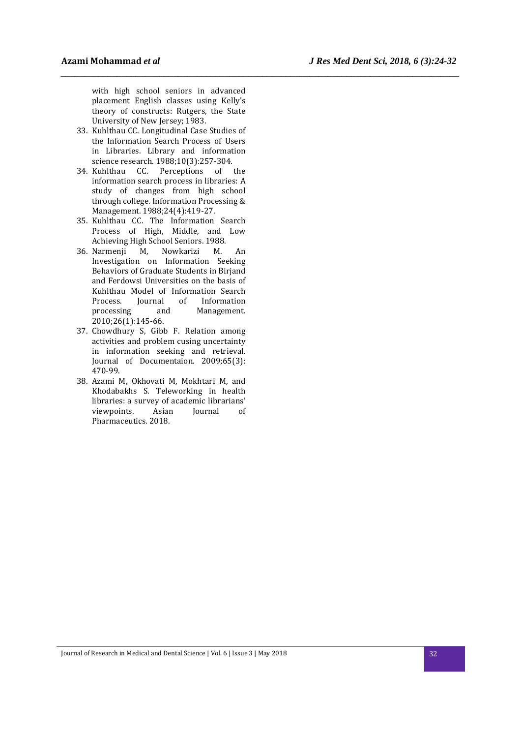with high school seniors in advanced placement English classes using Kelly's theory of constructs: Rutgers, the State University of New Jersey; 1983.

33. Kuhlthau CC. Longitudinal Case Studies of the Information Search Process of Users in Libraries. Library and information science research. 1988;10(3):257-304.
34. Kuhlthau CC. Perceptions of the information search process in libraries: A study of changes from high school through college. Information Processing & Management. 1988;24(4):419-27.
35. Kuhlthau CC. The Information Search Process of High, Middle, and Low Achieving High School Seniors. 1988.
36. Narmenji M, Nowkarizi M. An Investigation on Information Seeking Behaviors of Graduate Students in Birjand and Ferdowsi Universities on the basis of Kuhlthau Model of Information Search Process. Journal of Information processing and Management. 2010;26(1):145-66.
37. Chowdhury S, Gibb F. Relation among activities and problem cusing uncertainty in information seeking and retrieval. Journal of Documentaion. 2009;65(3): 470-99.
38. Azami M, Okhovati M, Mokhtari M, and Khodabakhs S. Teleworking in health libraries: a survey of academic librarians' viewpoints. Asian Journal of Pharmaceutics. 2018.